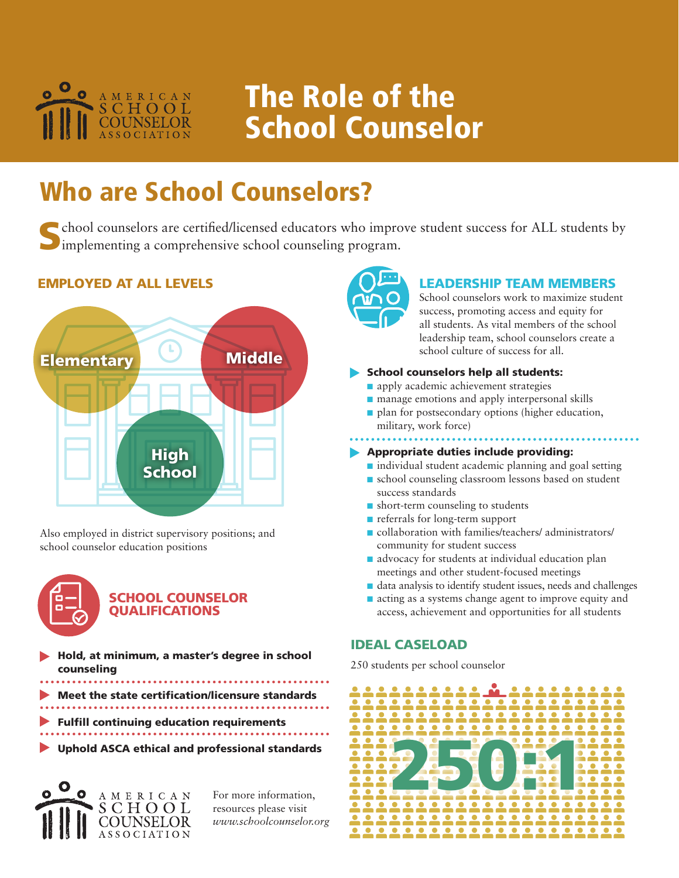# The Role of the School Counselor

## Who are School Counselors?

School counselors are certified/licensed educators who improve student success for ALL students by implementing a comprehensive school counseling program.

### EMPLOYED AT ALL LEVELS

- Elementary
- Middle
- High School

Also employed in district supervisory positions; and school counselor education positions

### SCHOOL COUNSELOR QUALIFICATIONS

- **Hold, at minimum, a master's degree in school counseling**
- **Meet the state certification/licensure standards**
- **Fulfill continuing education requirements**
- **Uphold ASCA ethical and professional standards**

For more information, resources please visit *www.schoolcounselor.org*

### LEADERSHIP TEAM MEMBERS

School counselors work to maximize student success, promoting access and equity for all students. As vital members of the school leadership team, school counselors create a school culture of success for all.

**School counselors help all students:**

- apply academic achievement strategies
- manage emotions and apply interpersonal skills
- plan for postsecondary options (higher education, military, work force)

**Appropriate duties include providing:**

- individual student academic planning and goal setting
- school counseling classroom lessons based on student success standards
- short-term counseling to students
- referrals for long-term support
- collaboration with families/teachers/ administrators/ community for student success
- advocacy for students at individual education plan meetings and other student-focused meetings
- data analysis to identify student issues, needs and challenges
- acting as a systems change agent to improve equity and access, achievement and opportunities for all students

### IDEAL CASELOAD

250 students per school counselor

**250:1**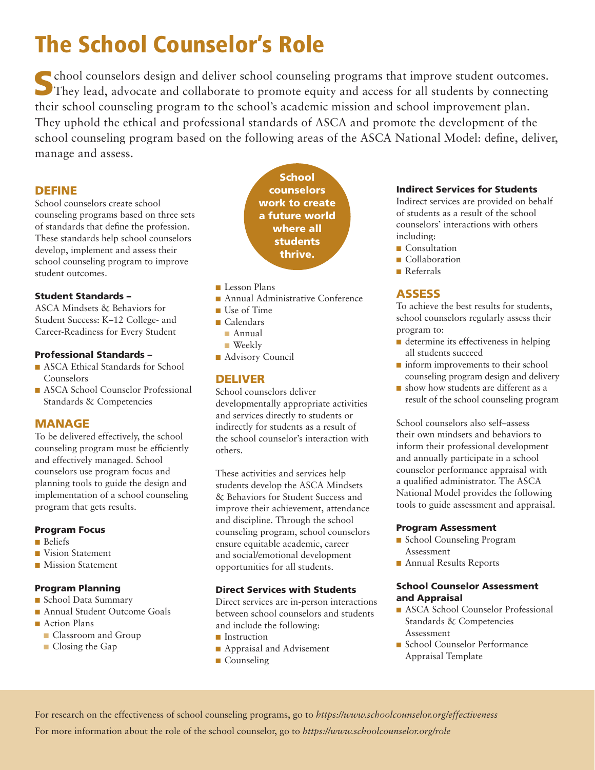# The School Counselor's Role

School counselors design and deliver school counseling programs that improve student outcomes. They lead, advocate and collaborate to promote equity and access for all students by connecting their school counseling program to the school's academic mission and school improvement plan. They uphold the ethical and professional standards of ASCA and promote the development of the school counseling program based on the following areas of the ASCA National Model: define, deliver, manage and assess.

## DEFINE

School counselors create school counseling programs based on three sets of standards that define the profession. These standards help school counselors develop, implement and assess their school counseling program to improve student outcomes.

#### Student Standards –

ASCA Mindsets & Behaviors for Student Success: K–12 College- and Career-Readiness for Every Student

#### Professional Standards –

- ASCA Ethical Standards for School Counselors
- ASCA School Counselor Professional Standards & Competencies

## MANAGE

To be delivered effectively, the school counseling program must be efficiently and effectively managed. School counselors use program focus and planning tools to guide the design and implementation of a school counseling program that gets results.

#### Program Focus

- Beliefs
- Vision Statement
- Mission Statement

#### Program Planning

- School Data Summary
- Annual Student Outcome Goals
- Action Plans
  - Classroom and Group
  - Closing the Gap
- Lesson Plans
- Annual Administrative Conference
- Use of Time
- Calendars
  - Annual
  - Weekly
- Advisory Council

**School counselors work to create a future world where all students thrive.**

## DELIVER

School counselors deliver developmentally appropriate activities and services directly to students or indirectly for students as a result of the school counselor's interaction with others.

These activities and services help students develop the ASCA Mindsets & Behaviors for Student Success and improve their achievement, attendance and discipline. Through the school counseling program, school counselors ensure equitable academic, career and social/emotional development opportunities for all students.

#### Direct Services with Students

Direct services are in-person interactions between school counselors and students and include the following:

- Instruction
- Appraisal and Advisement
- Counseling

#### Indirect Services for Students

Indirect services are provided on behalf of students as a result of the school counselors' interactions with others including:

- Consultation
- Collaboration
- Referrals

## ASSESS

To achieve the best results for students, school counselors regularly assess their program to:

- determine its effectiveness in helping all students succeed
- inform improvements to their school counseling program design and delivery
- show how students are different as a result of the school counseling program

School counselors also self–assess their own mindsets and behaviors to inform their professional development and annually participate in a school counselor performance appraisal with a qualified administrator. The ASCA National Model provides the following tools to guide assessment and appraisal.

#### Program Assessment

- School Counseling Program Assessment
- Annual Results Reports

#### School Counselor Assessment and Appraisal

- ASCA School Counselor Professional Standards & Competencies Assessment
- School Counselor Performance Appraisal Template

For research on the effectiveness of school counseling programs, go to *https://www.schoolcounselor.org/effectiveness*

For more information about the role of the school counselor, go to *https://www.schoolcounselor.org/role*